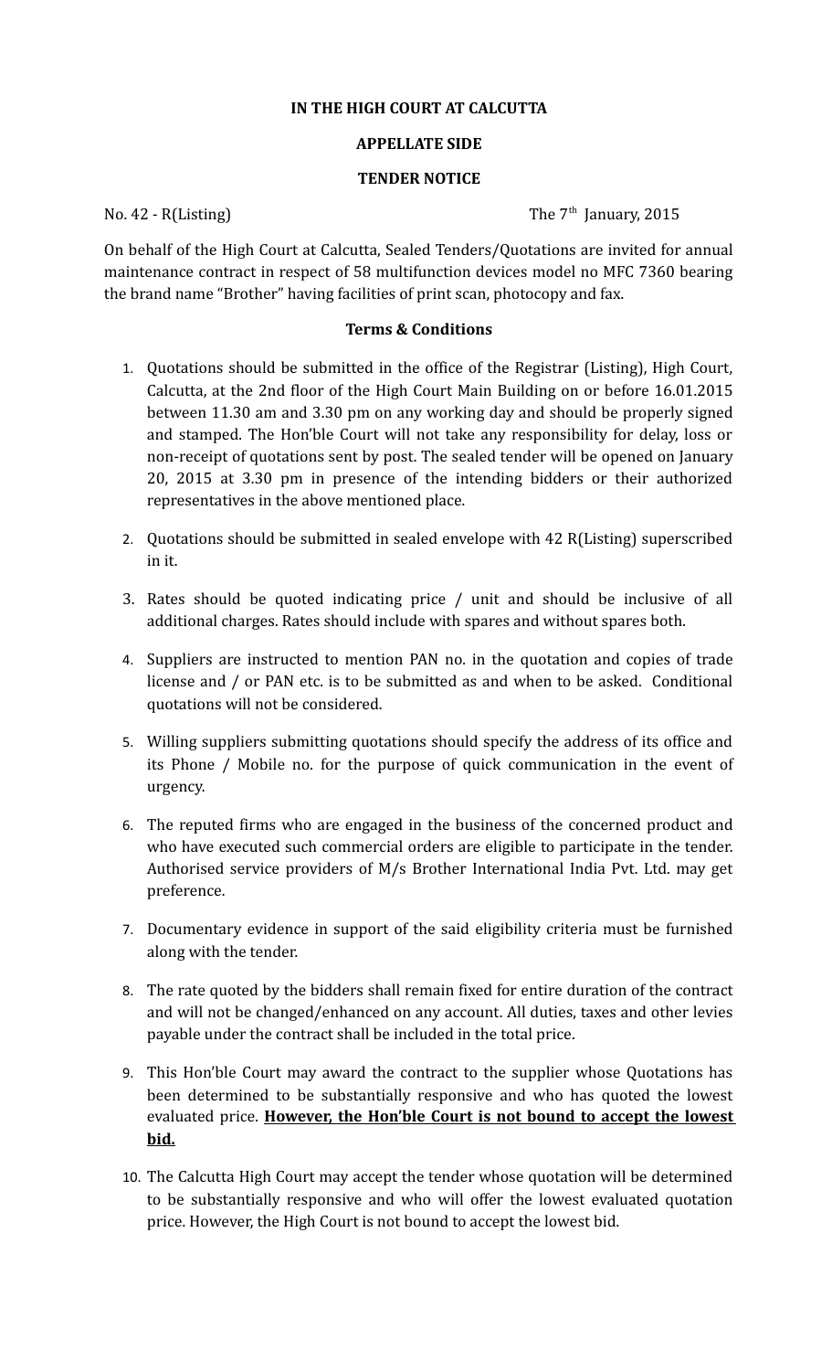**IN THE HIGH COURT AT CALCUTTA**

**APPELLATE SIDE**

**TENDER NOTICE**

No. 42 - R(Listing) The 7th January, 2015

On behalf of the High Court at Calcutta, Sealed Tenders/Quotations are invited for annual maintenance contract in respect of 58 multifunction devices model no MFC 7360 bearing the brand name "Brother" having facilities of print scan, photocopy and fax.

**Terms & Conditions**

1. Quotations should be submitted in the office of the Registrar (Listing), High Court, Calcutta, at the 2nd floor of the High Court Main Building on or before 16.01.2015 between 11.30 am and 3.30 pm on any working day and should be properly signed and stamped. The Hon'ble Court will not take any responsibility for delay, loss or non-receipt of quotations sent by post. The sealed tender will be opened on January 20, 2015 at 3.30 pm in presence of the intending bidders or their authorized representatives in the above mentioned place.

2. Quotations should be submitted in sealed envelope with 42 R(Listing) superscribed in it.

3. Rates should be quoted indicating price / unit and should be inclusive of all additional charges. Rates should include with spares and without spares both.

4. Suppliers are instructed to mention PAN no. in the quotation and copies of trade license and / or PAN etc. is to be submitted as and when to be asked. Conditional quotations will not be considered.

5. Willing suppliers submitting quotations should specify the address of its office and its Phone / Mobile no. for the purpose of quick communication in the event of urgency.

6. The reputed firms who are engaged in the business of the concerned product and who have executed such commercial orders are eligible to participate in the tender. Authorised service providers of M/s Brother International India Pvt. Ltd. may get preference.

7. Documentary evidence in support of the said eligibility criteria must be furnished along with the tender.

8. The rate quoted by the bidders shall remain fixed for entire duration of the contract and will not be changed/enhanced on any account. All duties, taxes and other levies payable under the contract shall be included in the total price.

9. This Hon'ble Court may award the contract to the supplier whose Quotations has been determined to be substantially responsive and who has quoted the lowest evaluated price. **However, the Hon'ble Court is not bound to accept the lowest bid.**

10. The Calcutta High Court may accept the tender whose quotation will be determined to be substantially responsive and who will offer the lowest evaluated quotation price. However, the High Court is not bound to accept the lowest bid.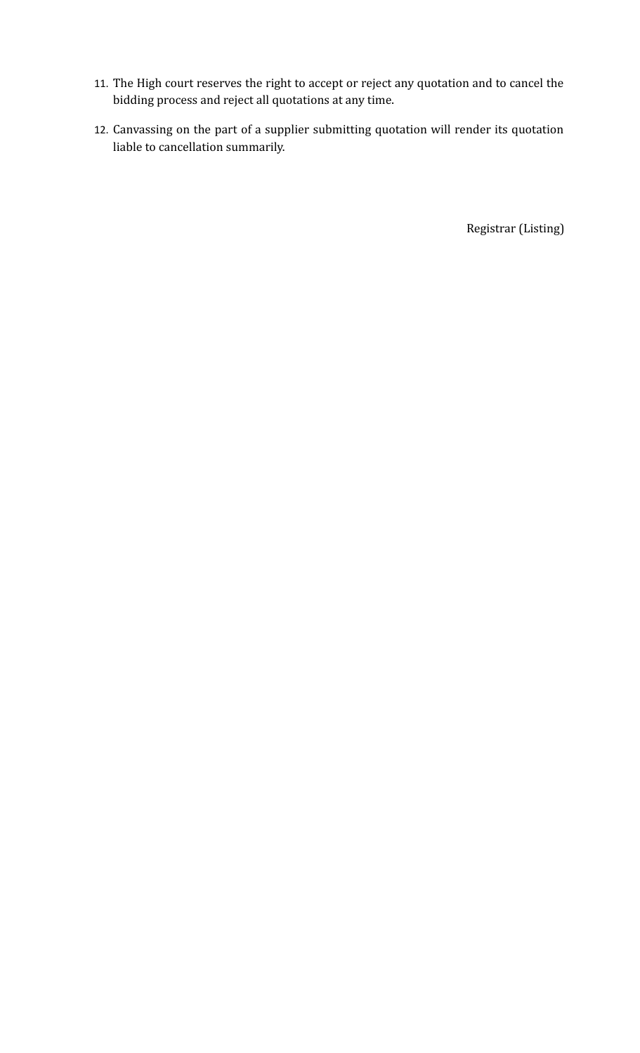11. The High court reserves the right to accept or reject any quotation and to cancel the bidding process and reject all quotations at any time.

12. Canvassing on the part of a supplier submitting quotation will render its quotation liable to cancellation summarily.

Registrar (Listing)